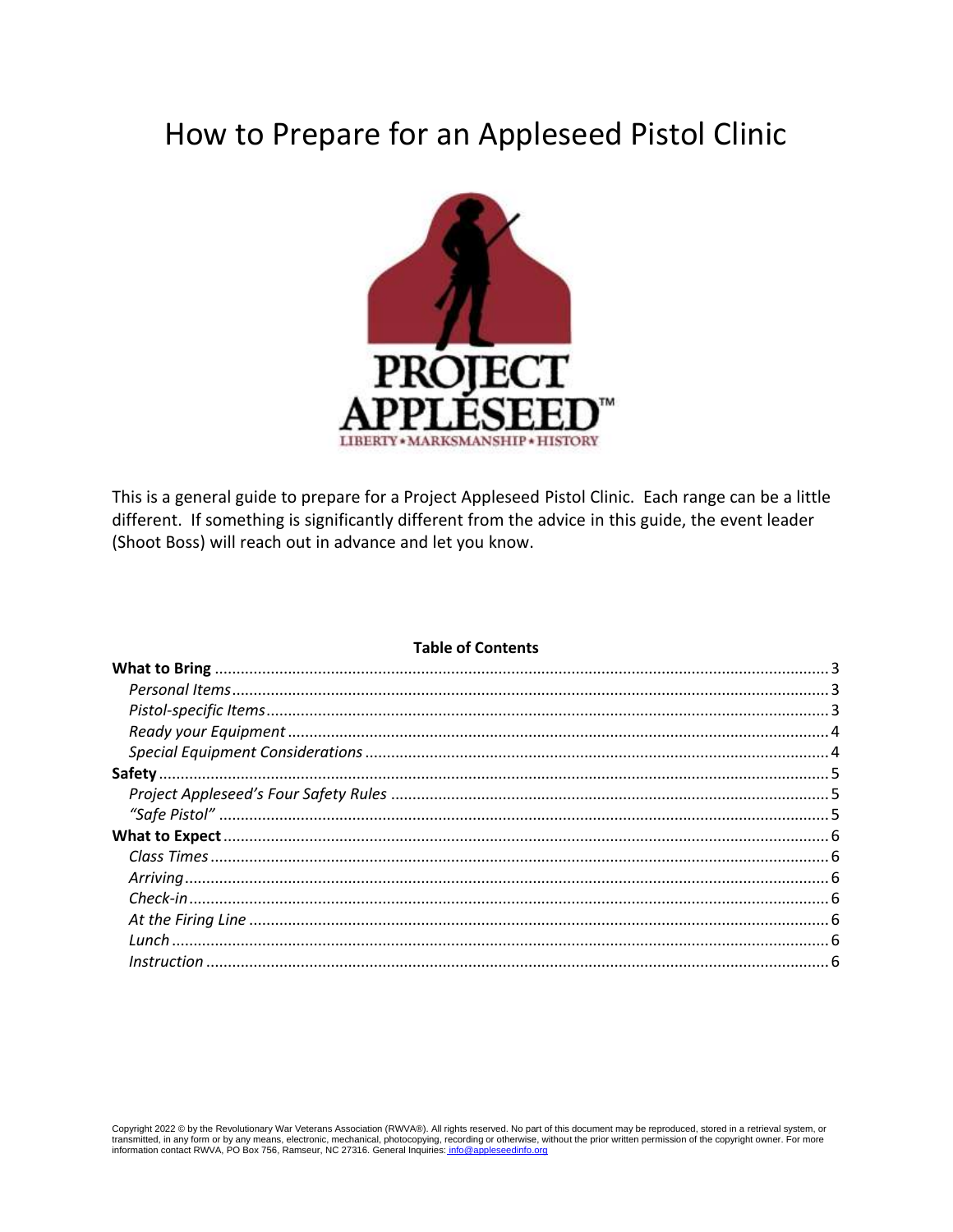# How to Prepare for an Appleseed Pistol Clinic

PROJECT APPLESEED™
LIBERTY • MARKSMANSHIP • HISTORY

This is a general guide to prepare for a Project Appleseed Pistol Clinic. Each range can be a little different. If something is significantly different from the advice in this guide, the event leader (Shoot Boss) will reach out in advance and let you know.

**Table of Contents**

**What to Bring** ............................................................ 3
- *Personal Items* ............................................................ 3
- *Pistol-specific Items* ............................................................ 3
- *Ready your Equipment* ............................................................ 4
- *Special Equipment Considerations* ............................................................ 4

**Safety** ............................................................ 5
- *Project Appleseed's Four Safety Rules* ............................................................ 5
- *"Safe Pistol"* ............................................................ 5

**What to Expect** ............................................................ 6
- *Class Times* ............................................................ 6
- *Arriving* ............................................................ 6
- *Check-in* ............................................................ 6
- *At the Firing Line* ............................................................ 6
- *Lunch* ............................................................ 6
- *Instruction* ............................................................ 6

Copyright 2022 © by the Revolutionary War Veterans Association (RWVA®). All rights reserved. No part of this document may be reproduced, stored in a retrieval system, or transmitted, in any form or by any means, electronic, mechanical, photocopying, recording or otherwise, without the prior written permission of the copyright owner. For more information contact RWVA, PO Box 756, Ramseur, NC 27316. General Inquiries: info@appleseedinfo.org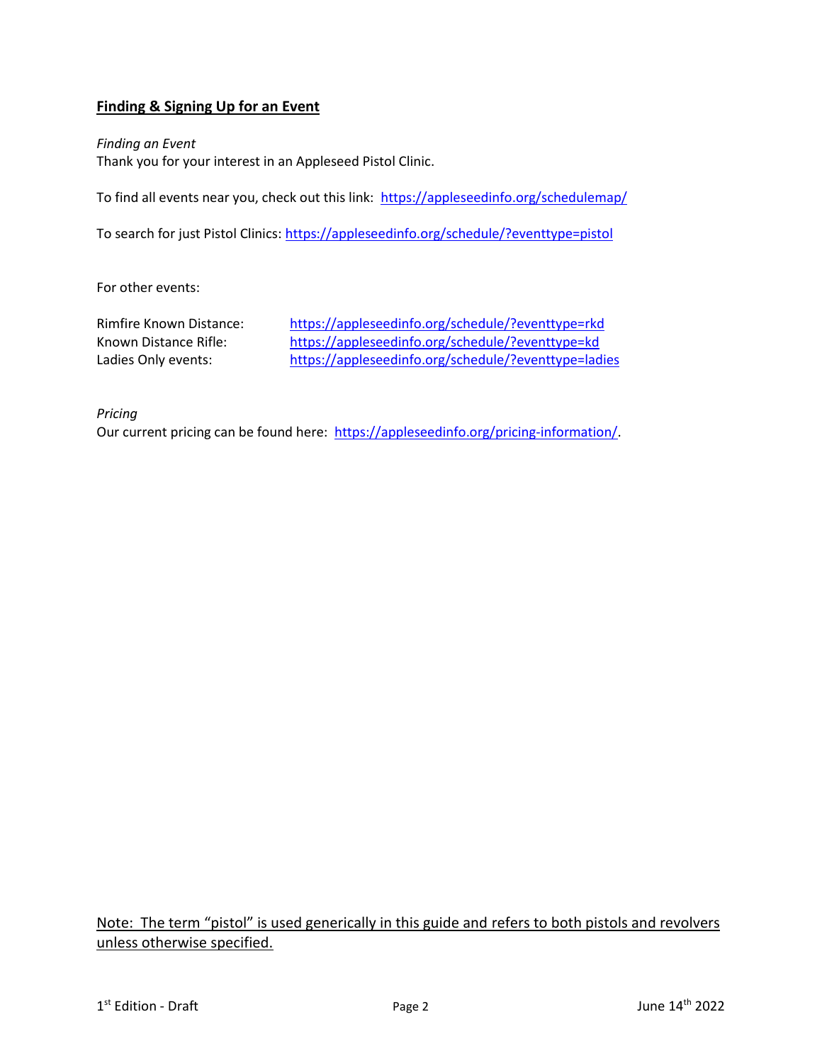## Finding & Signing Up for an Event

*Finding an Event*

Thank you for your interest in an Appleseed Pistol Clinic.

To find all events near you, check out this link: https://appleseedinfo.org/schedulemap/

To search for just Pistol Clinics: https://appleseedinfo.org/schedule/?eventtype=pistol

For other events:

| | |
|---|---|
| Rimfire Known Distance: | https://appleseedinfo.org/schedule/?eventtype=rkd |
| Known Distance Rifle: | https://appleseedinfo.org/schedule/?eventtype=kd |
| Ladies Only events: | https://appleseedinfo.org/schedule/?eventtype=ladies |

*Pricing*

Our current pricing can be found here: https://appleseedinfo.org/pricing-information/.

Note: The term "pistol" is used generically in this guide and refers to both pistols and revolvers unless otherwise specified.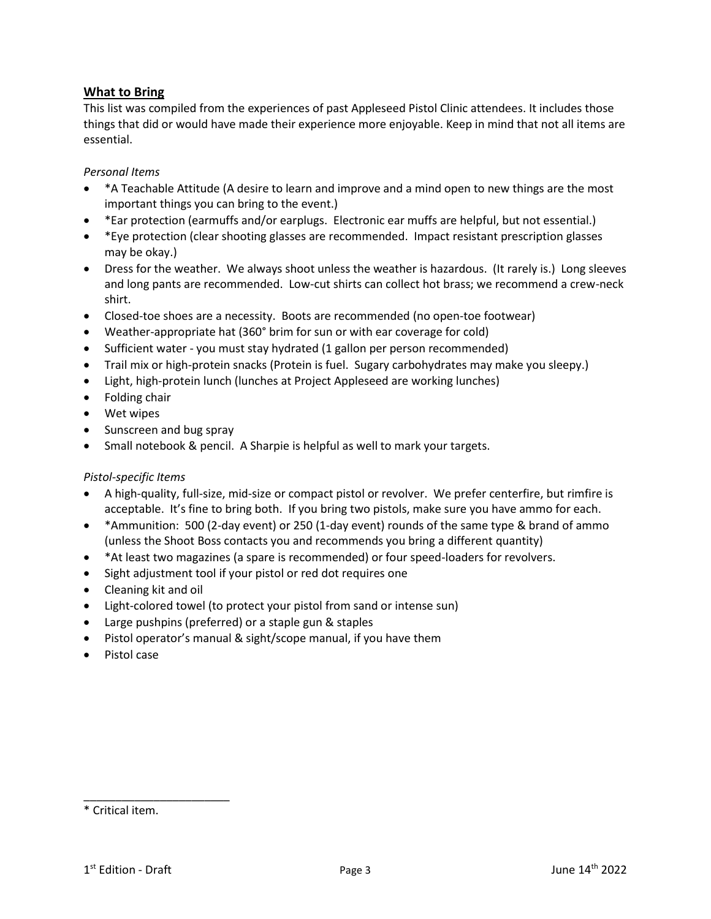## What to Bring

This list was compiled from the experiences of past Appleseed Pistol Clinic attendees. It includes those things that did or would have made their experience more enjoyable. Keep in mind that not all items are essential.

*Personal Items*

- *A Teachable Attitude (A desire to learn and improve and a mind open to new things are the most important things you can bring to the event.)
- *Ear protection (earmuffs and/or earplugs. Electronic ear muffs are helpful, but not essential.)
- *Eye protection (clear shooting glasses are recommended. Impact resistant prescription glasses may be okay.)
- Dress for the weather. We always shoot unless the weather is hazardous. (It rarely is.) Long sleeves and long pants are recommended. Low-cut shirts can collect hot brass; we recommend a crew-neck shirt.
- Closed-toe shoes are a necessity. Boots are recommended (no open-toe footwear)
- Weather-appropriate hat (360° brim for sun or with ear coverage for cold)
- Sufficient water - you must stay hydrated (1 gallon per person recommended)
- Trail mix or high-protein snacks (Protein is fuel. Sugary carbohydrates may make you sleepy.)
- Light, high-protein lunch (lunches at Project Appleseed are working lunches)
- Folding chair
- Wet wipes
- Sunscreen and bug spray
- Small notebook & pencil. A Sharpie is helpful as well to mark your targets.

*Pistol-specific Items*

- A high-quality, full-size, mid-size or compact pistol or revolver. We prefer centerfire, but rimfire is acceptable. It's fine to bring both. If you bring two pistols, make sure you have ammo for each.
- *Ammunition: 500 (2-day event) or 250 (1-day event) rounds of the same type & brand of ammo (unless the Shoot Boss contacts you and recommends you bring a different quantity)
- *At least two magazines (a spare is recommended) or four speed-loaders for revolvers.
- Sight adjustment tool if your pistol or red dot requires one
- Cleaning kit and oil
- Light-colored towel (to protect your pistol from sand or intense sun)
- Large pushpins (preferred) or a staple gun & staples
- Pistol operator's manual & sight/scope manual, if you have them
- Pistol case

---

* Critical item.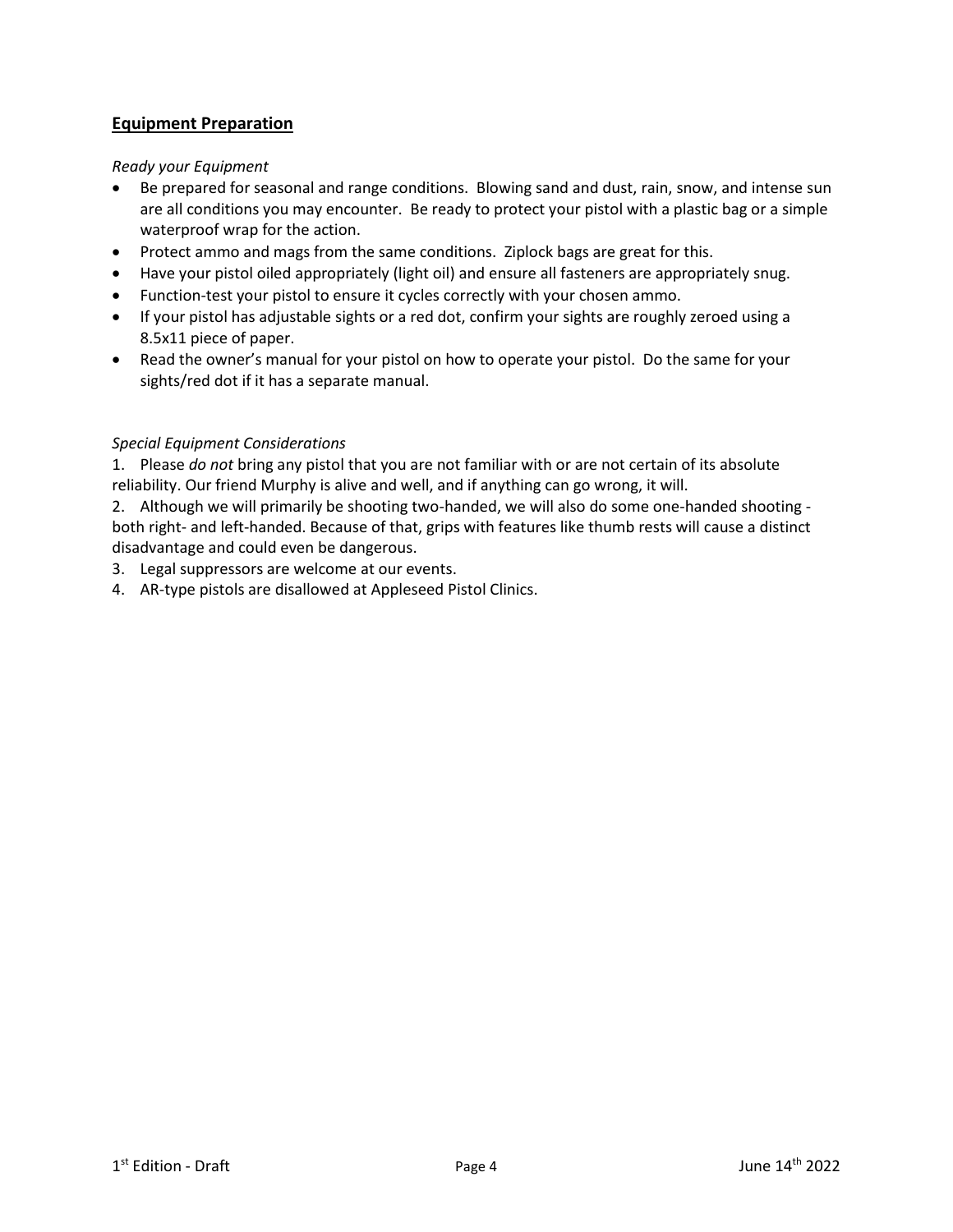## Equipment Preparation

*Ready your Equipment*

- Be prepared for seasonal and range conditions. Blowing sand and dust, rain, snow, and intense sun are all conditions you may encounter. Be ready to protect your pistol with a plastic bag or a simple waterproof wrap for the action.
- Protect ammo and mags from the same conditions. Ziplock bags are great for this.
- Have your pistol oiled appropriately (light oil) and ensure all fasteners are appropriately snug.
- Function-test your pistol to ensure it cycles correctly with your chosen ammo.
- If your pistol has adjustable sights or a red dot, confirm your sights are roughly zeroed using a 8.5x11 piece of paper.
- Read the owner's manual for your pistol on how to operate your pistol. Do the same for your sights/red dot if it has a separate manual.

*Special Equipment Considerations*

1. Please *do not* bring any pistol that you are not familiar with or are not certain of its absolute reliability. Our friend Murphy is alive and well, and if anything can go wrong, it will.
2. Although we will primarily be shooting two-handed, we will also do some one-handed shooting - both right- and left-handed. Because of that, grips with features like thumb rests will cause a distinct disadvantage and could even be dangerous.
3. Legal suppressors are welcome at our events.
4. AR-type pistols are disallowed at Appleseed Pistol Clinics.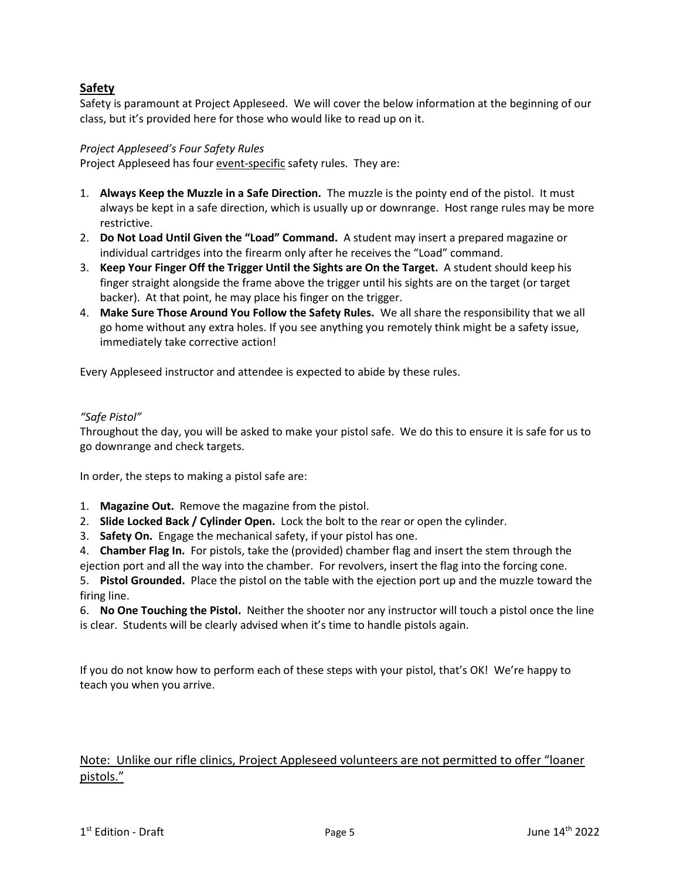## Safety

Safety is paramount at Project Appleseed. We will cover the below information at the beginning of our class, but it's provided here for those who would like to read up on it.

*Project Appleseed's Four Safety Rules*

Project Appleseed has four <u>event-specific</u> safety rules. They are:

1. **Always Keep the Muzzle in a Safe Direction.** The muzzle is the pointy end of the pistol. It must always be kept in a safe direction, which is usually up or downrange. Host range rules may be more restrictive.
2. **Do Not Load Until Given the "Load" Command.** A student may insert a prepared magazine or individual cartridges into the firearm only after he receives the "Load" command.
3. **Keep Your Finger Off the Trigger Until the Sights are On the Target.** A student should keep his finger straight alongside the frame above the trigger until his sights are on the target (or target backer). At that point, he may place his finger on the trigger.
4. **Make Sure Those Around You Follow the Safety Rules.** We all share the responsibility that we all go home without any extra holes. If you see anything you remotely think might be a safety issue, immediately take corrective action!

Every Appleseed instructor and attendee is expected to abide by these rules.

*"Safe Pistol"*

Throughout the day, you will be asked to make your pistol safe. We do this to ensure it is safe for us to go downrange and check targets.

In order, the steps to making a pistol safe are:

1. **Magazine Out.** Remove the magazine from the pistol.
2. **Slide Locked Back / Cylinder Open.** Lock the bolt to the rear or open the cylinder.
3. **Safety On.** Engage the mechanical safety, if your pistol has one.
4. **Chamber Flag In.** For pistols, take the (provided) chamber flag and insert the stem through the ejection port and all the way into the chamber. For revolvers, insert the flag into the forcing cone.
5. **Pistol Grounded.** Place the pistol on the table with the ejection port up and the muzzle toward the firing line.
6. **No One Touching the Pistol.** Neither the shooter nor any instructor will touch a pistol once the line is clear. Students will be clearly advised when it's time to handle pistols again.

If you do not know how to perform each of these steps with your pistol, that's OK! We're happy to teach you when you arrive.

<u>Note: Unlike our rifle clinics, Project Appleseed volunteers are not permitted to offer "loaner pistols."</u>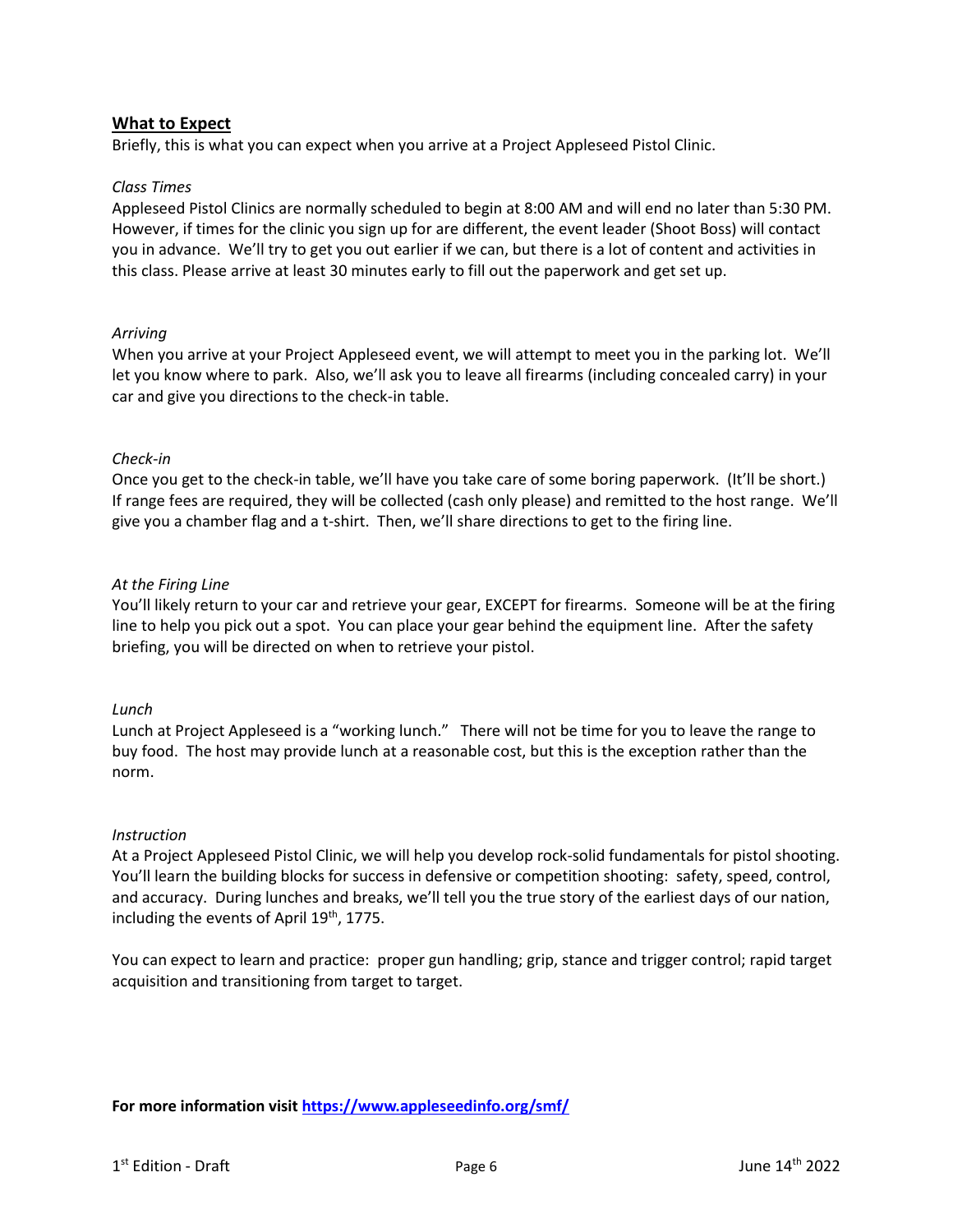## What to Expect

Briefly, this is what you can expect when you arrive at a Project Appleseed Pistol Clinic.

*Class Times*

Appleseed Pistol Clinics are normally scheduled to begin at 8:00 AM and will end no later than 5:30 PM. However, if times for the clinic you sign up for are different, the event leader (Shoot Boss) will contact you in advance. We'll try to get you out earlier if we can, but there is a lot of content and activities in this class. Please arrive at least 30 minutes early to fill out the paperwork and get set up.

*Arriving*

When you arrive at your Project Appleseed event, we will attempt to meet you in the parking lot. We'll let you know where to park. Also, we'll ask you to leave all firearms (including concealed carry) in your car and give you directions to the check-in table.

*Check-in*

Once you get to the check-in table, we'll have you take care of some boring paperwork. (It'll be short.) If range fees are required, they will be collected (cash only please) and remitted to the host range. We'll give you a chamber flag and a t-shirt. Then, we'll share directions to get to the firing line.

*At the Firing Line*

You'll likely return to your car and retrieve your gear, EXCEPT for firearms. Someone will be at the firing line to help you pick out a spot. You can place your gear behind the equipment line. After the safety briefing, you will be directed on when to retrieve your pistol.

*Lunch*

Lunch at Project Appleseed is a "working lunch." There will not be time for you to leave the range to buy food. The host may provide lunch at a reasonable cost, but this is the exception rather than the norm.

*Instruction*

At a Project Appleseed Pistol Clinic, we will help you develop rock-solid fundamentals for pistol shooting. You'll learn the building blocks for success in defensive or competition shooting: safety, speed, control, and accuracy. During lunches and breaks, we'll tell you the true story of the earliest days of our nation, including the events of April 19th, 1775.

You can expect to learn and practice: proper gun handling; grip, stance and trigger control; rapid target acquisition and transitioning from target to target.

**For more information visit [https://www.appleseedinfo.org/smf/](https://www.appleseedinfo.org/smf/)**